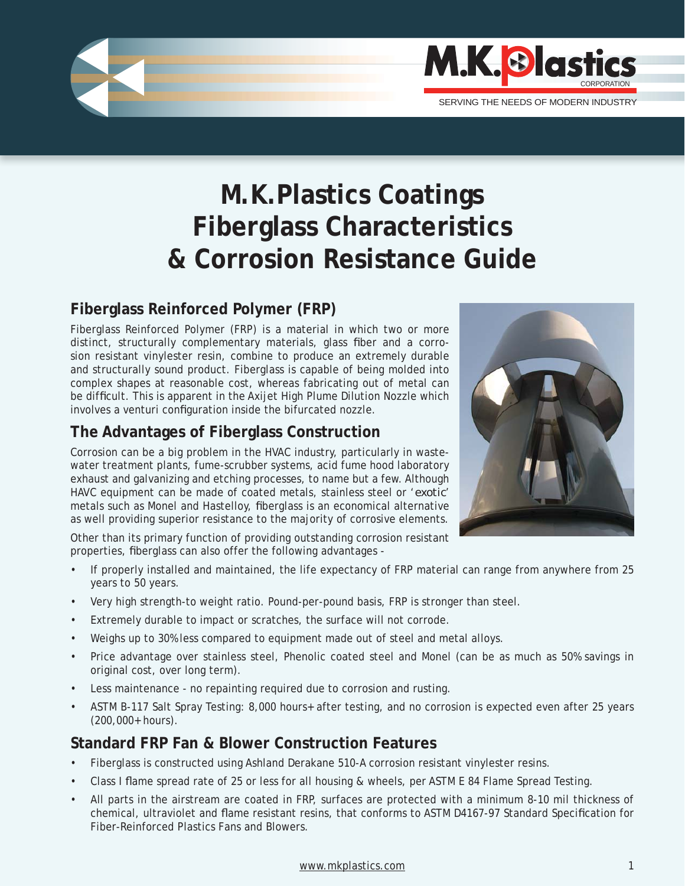# M.K.Plastics Coatings Fiberglass Characteristics & Corrosion Resistance Guide

## Fiberglass Reinforced Polymer (FRP)

Fiberglass Reinforced Polymer (FRP) is a material in which two or more distinct, structurally complementary materials, glass fiber and a corrosion resistant vinylester resin, combine to produce an extremely durable and structurally sound product. Fiberglass is capable of being molded into complex shapes at reasonable cost, whereas fabricating out of metal can be difficult. This is apparent in the Axijet High Plume Dilution Nozzle which involves a venturi configuration inside the bifurcated nozzle.

## The Advantages of Fiberglass Construction

Corrosion can be a big problem in the HVAC industry, particularly in wastewater treatment plants, fume-scrubber systems, acid fume hood laboratory exhaust and galvanizing and etching processes, to name but a few. Although HAVC equipment can be made of coated metals, stainless steel or 'exotic' metals such as Monel and Hastelloy, fiberglass is an economical alternative as well providing superior resistance to the majority of corrosive elements.

Other than its primary function of providing outstanding corrosion resistant properties, fiberglass can also offer the following advantages -

- If properly installed and maintained, the life expectancy of FRP material can range from anywhere from 25 years to 50 years.
- Very high strength-to weight ratio. Pound-per-pound basis, FRP is stronger than steel.
- Extremely durable to impact or scratches, the surface will not corrode.
- Weighs up to 30% less compared to equipment made out of steel and metal alloys.
- Price advantage over stainless steel, Phenolic coated steel and Monel (can be as much as 50% savings in original cost, over long term).
- Less maintenance - no repainting required due to corrosion and rusting.
- ASTM B-117 Salt Spray Testing: 8,000 hours+ after testing, and no corrosion is expected even after 25 years (200,000+ hours).

## Standard FRP Fan & Blower Construction Features

- Fiberglass is constructed using Ashland Derakane 510-A corrosion resistant vinylester resins.
- Class I flame spread rate of 25 or less for all housing & wheels, per ASTM E 84 Flame Spread Testing.
- All parts in the airstream are coated in FRP, surfaces are protected with a minimum 8-10 mil thickness of chemical, ultraviolet and flame resistant resins, that conforms to ASTM D4167-97 Standard Specification for Fiber-Reinforced Plastics Fans and Blowers.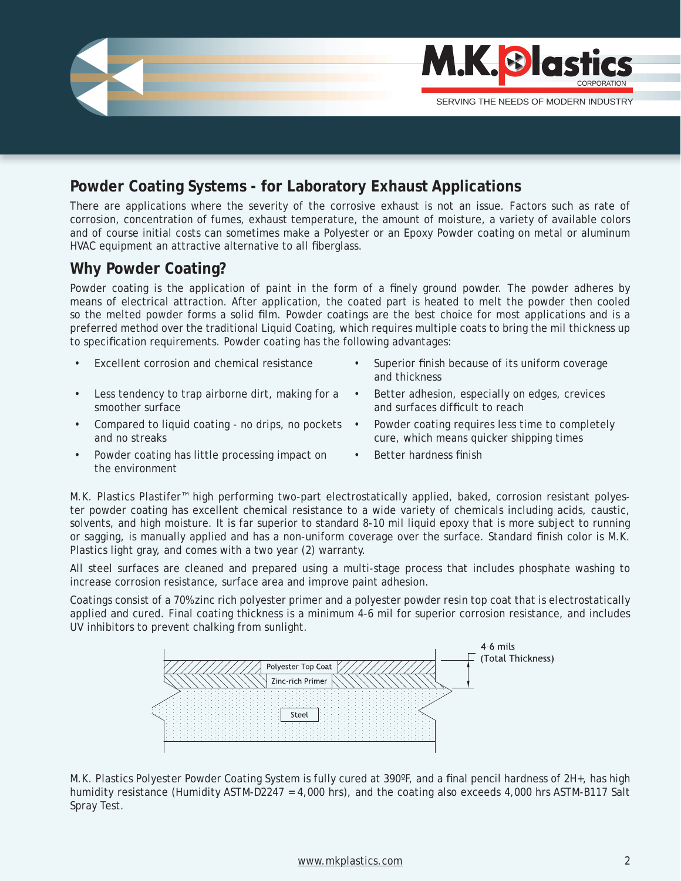## Powder Coating Systems - for Laboratory Exhaust Applications

There are applications where the severity of the corrosive exhaust is not an issue. Factors such as rate of corrosion, concentration of fumes, exhaust temperature, the amount of moisture, a variety of available colors and of course initial costs can sometimes make a Polyester or an Epoxy Powder coating on metal or aluminum HVAC equipment an attractive alternative to all fiberglass.

## Why Powder Coating?

Powder coating is the application of paint in the form of a finely ground powder. The powder adheres by means of electrical attraction. After application, the coated part is heated to melt the powder then cooled so the melted powder forms a solid film. Powder coatings are the best choice for most applications and is a preferred method over the traditional Liquid Coating, which requires multiple coats to bring the mil thickness up to specification requirements. Powder coating has the following advantages:

- Excellent corrosion and chemical resistance
- Less tendency to trap airborne dirt, making for a smoother surface
- Compared to liquid coating - no drips, no pockets and no streaks
- Powder coating has little processing impact on the environment
- Superior finish because of its uniform coverage and thickness
- Better adhesion, especially on edges, crevices and surfaces difficult to reach
- Powder coating requires less time to completely cure, which means quicker shipping times
- Better hardness finish

M.K. Plastics Plastifer™ high performing two-part electrostatically applied, baked, corrosion resistant polyester powder coating has excellent chemical resistance to a wide variety of chemicals including acids, caustic, solvents, and high moisture. It is far superior to standard 8-10 mil liquid epoxy that is more subject to running or sagging, is manually applied and has a non-uniform coverage over the surface. Standard finish color is M.K. Plastics light gray, and comes with a two year (2) warranty.

All steel surfaces are cleaned and prepared using a multi-stage process that includes phosphate washing to increase corrosion resistance, surface area and improve paint adhesion.

Coatings consist of a 70% zinc rich polyester primer and a polyester powder resin top coat that is electrostatically applied and cured. Final coating thickness is a minimum 4-6 mil for superior corrosion resistance, and includes UV inhibitors to prevent chalking from sunlight.

Polyester Top Coat
Zinc-rich Primer
Steel
4-6 mils (Total Thickness)

M.K. Plastics Polyester Powder Coating System is fully cured at 390ºF, and a final pencil hardness of 2H+, has high humidity resistance (Humidity ASTM-D2247 = 4,000 hrs), and the coating also exceeds 4,000 hrs ASTM-B117 Salt Spray Test.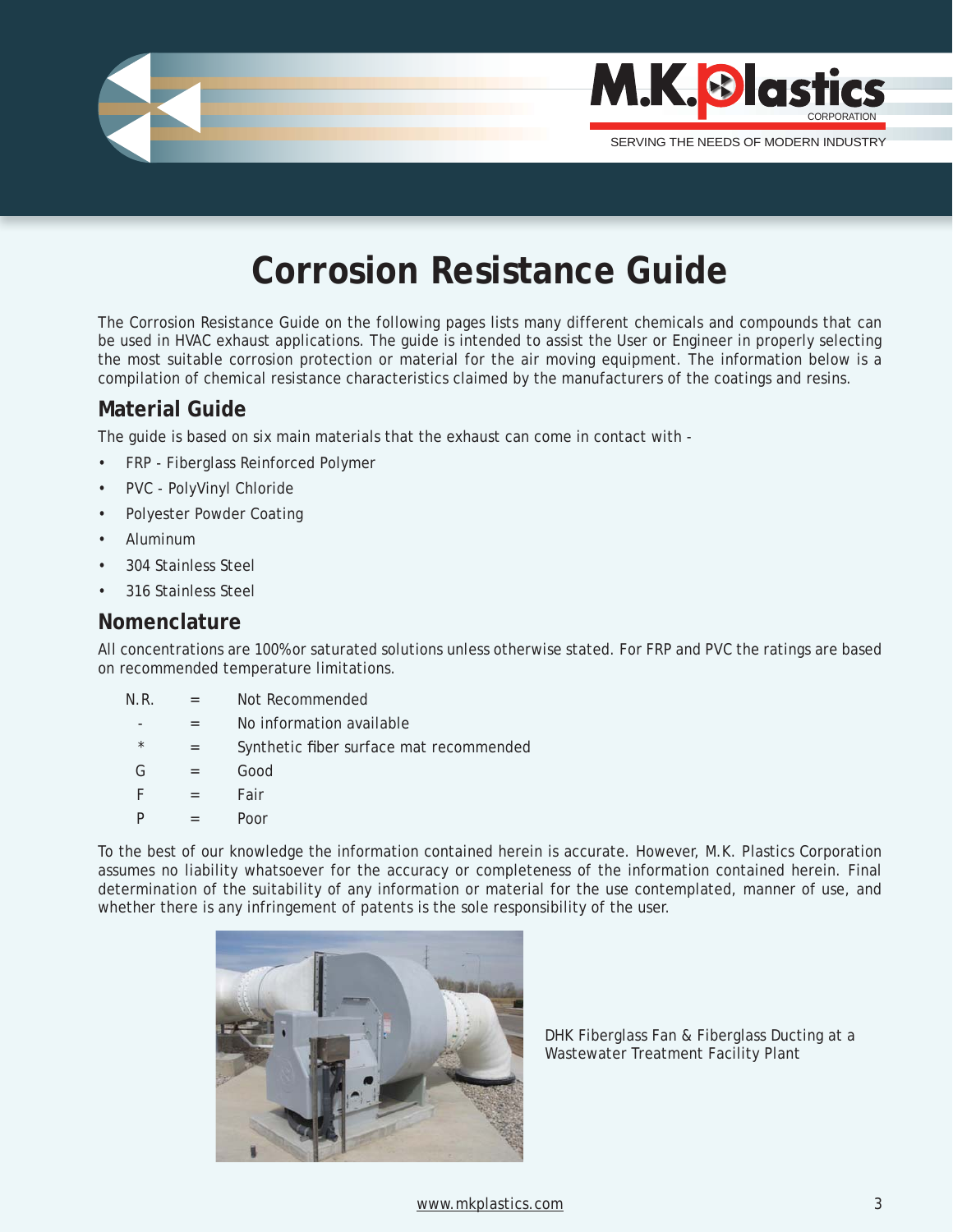# Corrosion Resistance Guide

The Corrosion Resistance Guide on the following pages lists many different chemicals and compounds that can be used in HVAC exhaust applications. The guide is intended to assist the User or Engineer in properly selecting the most suitable corrosion protection or material for the air moving equipment. The information below is a compilation of chemical resistance characteristics claimed by the manufacturers of the coatings and resins.

## Material Guide

The guide is based on six main materials that the exhaust can come in contact with -

- FRP - Fiberglass Reinforced Polymer
- PVC - PolyVinyl Chloride
- Polyester Powder Coating
- Aluminum
- 304 Stainless Steel
- 316 Stainless Steel

## Nomenclature

All concentrations are 100% or saturated solutions unless otherwise stated. For FRP and PVC the ratings are based on recommended temperature limitations.

| | | |
|---|---|---|
| N.R. | = | Not Recommended |
| - | = | No information available |
| * | = | Synthetic fiber surface mat recommended |
| G | = | Good |
| F | = | Fair |
| P | = | Poor |

To the best of our knowledge the information contained herein is accurate. However, M.K. Plastics Corporation assumes no liability whatsoever for the accuracy or completeness of the information contained herein. Final determination of the suitability of any information or material for the use contemplated, manner of use, and whether there is any infringement of patents is the sole responsibility of the user.

DHK Fiberglass Fan & Fiberglass Ducting at a Wastewater Treatment Facility Plant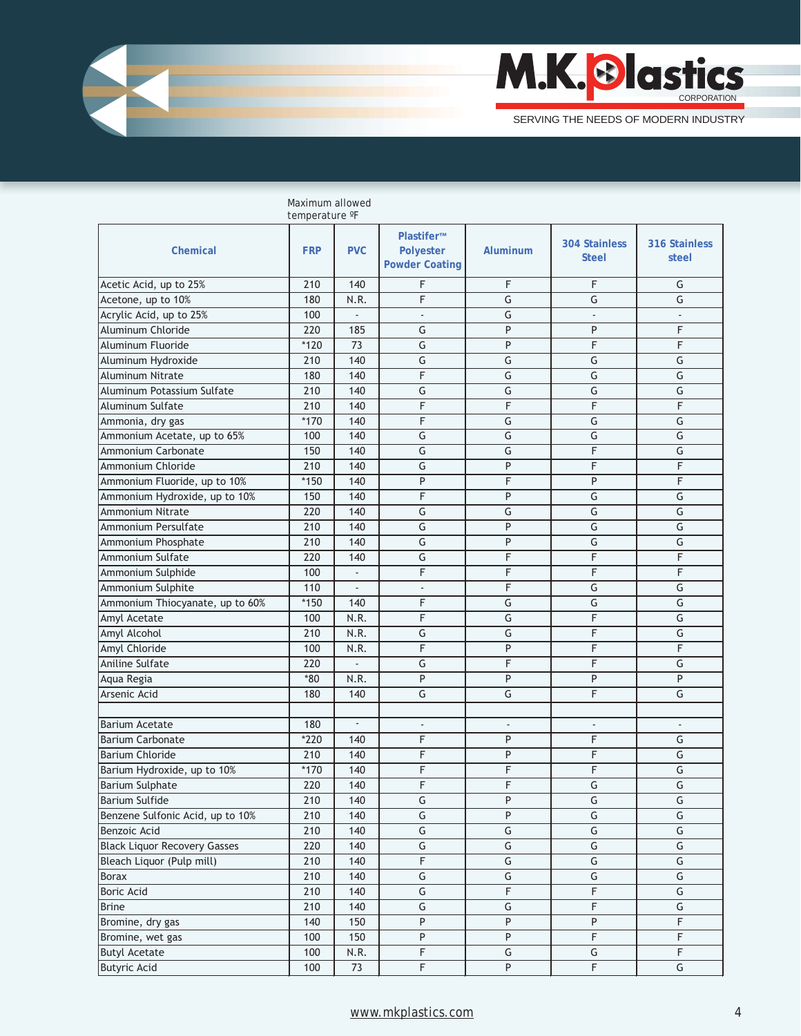Maximum allowed temperature ºF

| Chemical | FRP | PVC | Plastifer™ Polyester Powder Coating | Aluminum | 304 Stainless Steel | 316 Stainless steel |
|---|---|---|---|---|---|---|
| Acetic Acid, up to 25% | 210 | 140 | F | F | F | G |
| Acetone, up to 10% | 180 | N.R. | F | G | G | G |
| Acrylic Acid, up to 25% | 100 | - | - | G | - | - |
| Aluminum Chloride | 220 | 185 | G | P | P | F |
| Aluminum Fluoride | *120 | 73 | G | P | F | F |
| Aluminum Hydroxide | 210 | 140 | G | G | G | G |
| Aluminum Nitrate | 180 | 140 | F | G | G | G |
| Aluminum Potassium Sulfate | 210 | 140 | G | G | G | G |
| Aluminum Sulfate | 210 | 140 | F | F | F | F |
| Ammonia, dry gas | *170 | 140 | F | G | G | G |
| Ammonium Acetate, up to 65% | 100 | 140 | G | G | G | G |
| Ammonium Carbonate | 150 | 140 | G | G | F | G |
| Ammonium Chloride | 210 | 140 | G | P | F | F |
| Ammonium Fluoride, up to 10% | *150 | 140 | P | F | P | F |
| Ammonium Hydroxide, up to 10% | 150 | 140 | F | P | G | G |
| Ammonium Nitrate | 220 | 140 | G | G | G | G |
| Ammonium Persulfate | 210 | 140 | G | P | G | G |
| Ammonium Phosphate | 210 | 140 | G | P | G | G |
| Ammonium Sulfate | 220 | 140 | G | F | F | F |
| Ammonium Sulphide | 100 | - | F | F | F | F |
| Ammonium Sulphite | 110 | - | - | F | G | G |
| Ammonium Thiocyanate, up to 60% | *150 | 140 | F | G | G | G |
| Amyl Acetate | 100 | N.R. | F | G | F | G |
| Amyl Alcohol | 210 | N.R. | G | G | F | G |
| Amyl Chloride | 100 | N.R. | F | P | F | F |
| Aniline Sulfate | 220 | - | G | F | F | G |
| Aqua Regia | *80 | N.R. | P | P | P | P |
| Arsenic Acid | 180 | 140 | G | G | F | G |
| | | | | | | |
| Barium Acetate | 180 | - | - | - | - | - |
| Barium Carbonate | *220 | 140 | F | P | F | G |
| Barium Chloride | 210 | 140 | F | P | F | G |
| Barium Hydroxide, up to 10% | *170 | 140 | F | F | F | G |
| Barium Sulphate | 220 | 140 | F | F | G | G |
| Barium Sulfide | 210 | 140 | G | P | G | G |
| Benzene Sulfonic Acid, up to 10% | 210 | 140 | G | P | G | G |
| Benzoic Acid | 210 | 140 | G | G | G | G |
| Black Liquor Recovery Gasses | 220 | 140 | G | G | G | G |
| Bleach Liquor (Pulp mill) | 210 | 140 | F | G | G | G |
| Borax | 210 | 140 | G | G | G | G |
| Boric Acid | 210 | 140 | G | F | F | G |
| Brine | 210 | 140 | G | G | F | G |
| Bromine, dry gas | 140 | 150 | P | P | P | F |
| Bromine, wet gas | 100 | 150 | P | P | F | F |
| Butyl Acetate | 100 | N.R. | F | G | G | F |
| Butyric Acid | 100 | 73 | F | P | F | G |

www.mkplastics.com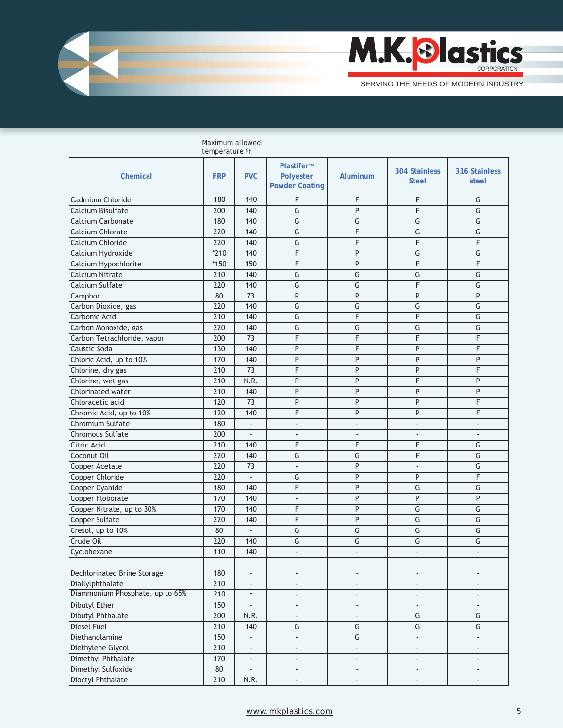Maximum allowed temperature ºF

| Chemical | FRP | PVC | Plastifer™ Polyester Powder Coating | Aluminum | 304 Stainless Steel | 316 Stainless steel |
|---|---|---|---|---|---|---|
| Cadmium Chloride | 180 | 140 | F | F | F | G |
| Calcium Bisulfate | 200 | 140 | G | P | F | G |
| Calcium Carbonate | 180 | 140 | G | G | G | G |
| Calcium Chlorate | 220 | 140 | G | F | G | G |
| Calcium Chloride | 220 | 140 | G | F | F | F |
| Calcium Hydroxide | *210 | 140 | F | P | G | G |
| Calcium Hypochlorite | *150 | 150 | F | P | F | F |
| Calcium Nitrate | 210 | 140 | G | G | G | G |
| Calcium Sulfate | 220 | 140 | G | G | F | G |
| Camphor | 80 | 73 | P | P | P | P |
| Carbon Dioxide, gas | 220 | 140 | G | G | G | G |
| Carbonic Acid | 210 | 140 | G | F | F | G |
| Carbon Monoxide, gas | 220 | 140 | G | G | G | G |
| Carbon Tetrachloride, vapor | 200 | 73 | F | F | F | F |
| Caustic Soda | 130 | 140 | P | F | P | F |
| Chloric Acid, up to 10% | 170 | 140 | P | P | P | P |
| Chlorine, dry gas | 210 | 73 | F | P | P | F |
| Chlorine, wet gas | 210 | N.R. | P | P | F | P |
| Chlorinated water | 210 | 140 | P | P | P | P |
| Chloracetic acid | 120 | 73 | P | P | P | F |
| Chromic Acid, up to 10% | 120 | 140 | F | P | P | F |
| Chromium Sulfate | 180 | - | - | - | - | - |
| Chromous Sulfate | 200 | - | - | - | - | - |
| Citric Acid | 210 | 140 | F | F | F | G |
| Coconut Oil | 220 | 140 | G | G | F | G |
| Copper Acetate | 220 | 73 | - | P | - | G |
| Copper Chloride | 220 | - | G | P | P | F |
| Copper Cyanide | 180 | 140 | F | P | G | G |
| Copper Floborate | 170 | 140 | - | P | P | P |
| Copper Nitrate, up to 30% | 170 | 140 | F | P | G | G |
| Copper Sulfate | 220 | 140 | F | P | G | G |
| Cresol, up to 10% | 80 | - | G | G | G | G |
| Crude Oil | 220 | 140 | G | G | G | G |
| Cyclohexane | 110 | 140 | - | - | - | - |
| | | | | | | |
| Dechlorinated Brine Storage | 180 | - | - | - | - | - |
| Diallylphthalate | 210 | - | - | - | - | - |
| Diammonium Phosphate, up to 65% | 210 | - | - | - | - | - |
| Dibutyl Ether | 150 | - | - | - | - | - |
| Dibutyl Phthalate | 200 | N.R. | - | - | G | G |
| Diesel Fuel | 210 | 140 | G | G | G | G |
| Diethanolamine | 150 | - | - | G | - | - |
| Diethylene Glycol | 210 | - | - | - | - | - |
| Dimethyl Phthalate | 170 | - | - | - | - | - |
| Dimethyl Sulfoxide | 80 | - | - | - | - | - |
| Dioctyl Phthalate | 210 | N.R. | - | - | - | - |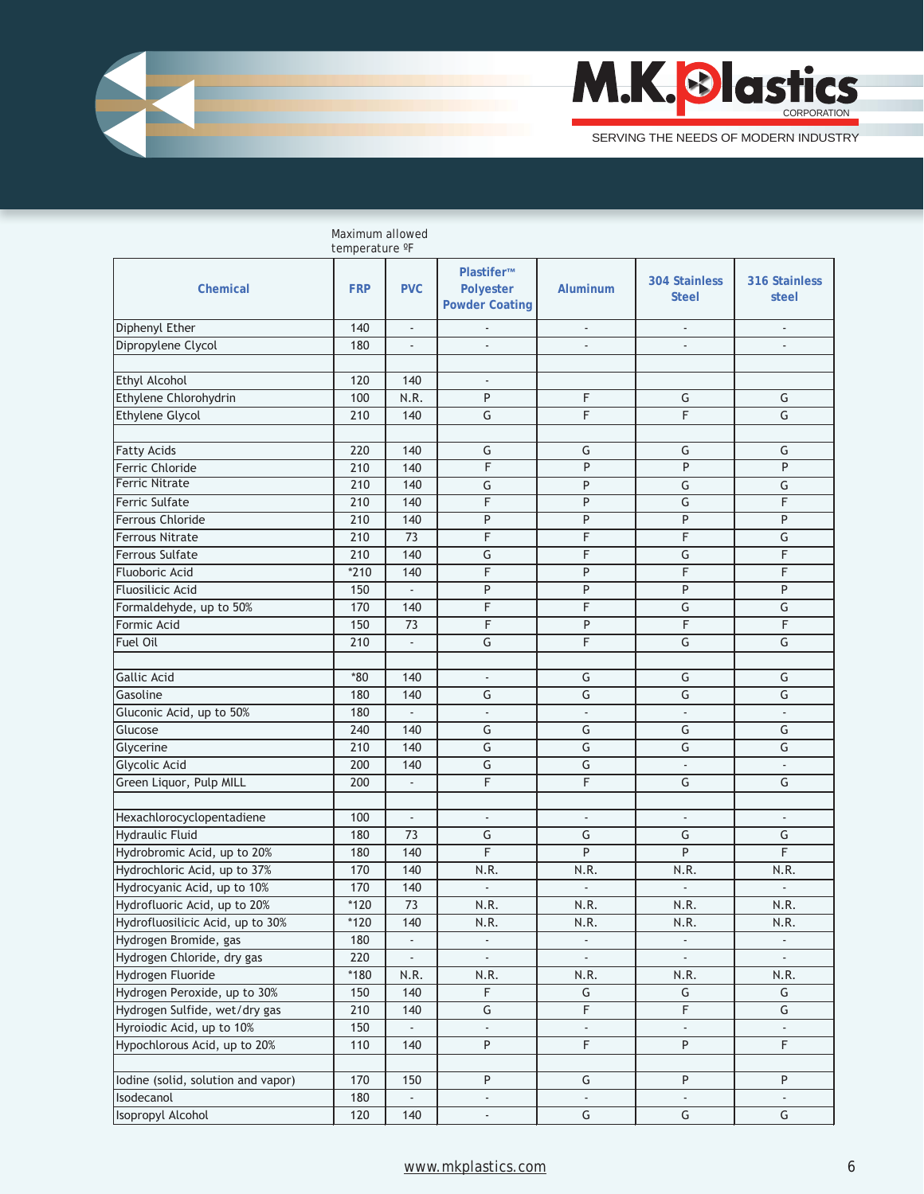Maximum allowed temperature ºF

| Chemical | FRP | PVC | Plastifer™ Polyester Powder Coating | Aluminum | 304 Stainless Steel | 316 Stainless steel |
|---|---|---|---|---|---|---|
| Diphenyl Ether | 140 | - | - | - | - | - |
| Dipropylene Clycol | 180 | - | - | - | - | - |
| | | | | | | |
| Ethyl Alcohol | 120 | 140 | - | | | |
| Ethylene Chlorohydrin | 100 | N.R. | P | F | G | G |
| Ethylene Glycol | 210 | 140 | G | F | F | G |
| | | | | | | |
| Fatty Acids | 220 | 140 | G | G | G | G |
| Ferric Chloride | 210 | 140 | F | P | P | P |
| Ferric Nitrate | 210 | 140 | G | P | G | G |
| Ferric Sulfate | 210 | 140 | F | P | G | F |
| Ferrous Chloride | 210 | 140 | P | P | P | P |
| Ferrous Nitrate | 210 | 73 | F | F | F | G |
| Ferrous Sulfate | 210 | 140 | G | F | G | F |
| Fluoboric Acid | *210 | 140 | F | P | F | F |
| Fluosilicic Acid | 150 | - | P | P | P | P |
| Formaldehyde, up to 50% | 170 | 140 | F | F | G | G |
| Formic Acid | 150 | 73 | F | P | F | F |
| Fuel Oil | 210 | - | G | F | G | G |
| | | | | | | |
| Gallic Acid | *80 | 140 | - | G | G | G |
| Gasoline | 180 | 140 | G | G | G | G |
| Gluconic Acid, up to 50% | 180 | - | - | - | - | - |
| Glucose | 240 | 140 | G | G | G | G |
| Glycerine | 210 | 140 | G | G | G | G |
| Glycolic Acid | 200 | 140 | G | G | - | - |
| Green Liquor, Pulp MILL | 200 | - | F | F | G | G |
| | | | | | | |
| Hexachlorocyclopentadiene | 100 | - | - | - | - | - |
| Hydraulic Fluid | 180 | 73 | G | G | G | G |
| Hydrobromic Acid, up to 20% | 180 | 140 | F | P | P | F |
| Hydrochloric Acid, up to 37% | 170 | 140 | N.R. | N.R. | N.R. | N.R. |
| Hydrocyanic Acid, up to 10% | 170 | 140 | - | - | - | - |
| Hydrofluoric Acid, up to 20% | *120 | 73 | N.R. | N.R. | N.R. | N.R. |
| Hydrofluosilicic Acid, up to 30% | *120 | 140 | N.R. | N.R. | N.R. | N.R. |
| Hydrogen Bromide, gas | 180 | - | - | - | - | - |
| Hydrogen Chloride, dry gas | 220 | - | - | - | - | - |
| Hydrogen Fluoride | *180 | N.R. | N.R. | N.R. | N.R. | N.R. |
| Hydrogen Peroxide, up to 30% | 150 | 140 | F | G | G | G |
| Hydrogen Sulfide, wet/dry gas | 210 | 140 | G | F | F | G |
| Hyroiodic Acid, up to 10% | 150 | - | - | - | - | - |
| Hypochlorous Acid, up to 20% | 110 | 140 | P | F | P | F |
| | | | | | | |
| Iodine (solid, solution and vapor) | 170 | 150 | P | G | P | P |
| Isodecanol | 180 | - | - | - | - | - |
| Isopropyl Alcohol | 120 | 140 | - | G | G | G |

www.mkplastics.com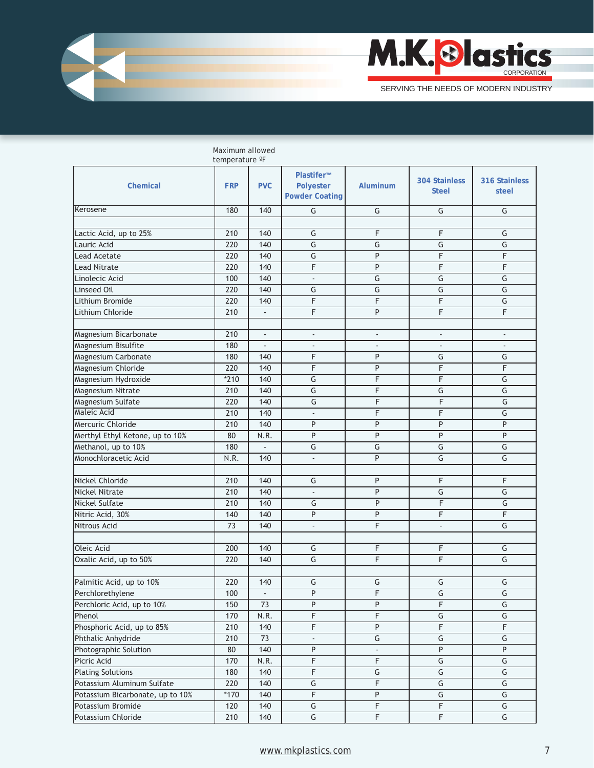Maximum allowed temperature ºF

| Chemical | FRP | PVC | Plastifer™ Polyester Powder Coating | Aluminum | 304 Stainless Steel | 316 Stainless steel |
|---|---|---|---|---|---|---|
| Kerosene | 180 | 140 | G | G | G | G |
| | | | | | | |
| Lactic Acid, up to 25% | 210 | 140 | G | F | F | G |
| Lauric Acid | 220 | 140 | G | G | G | G |
| Lead Acetate | 220 | 140 | G | P | F | F |
| Lead Nitrate | 220 | 140 | F | P | F | F |
| Linolecic Acid | 100 | 140 | - | G | G | G |
| Linseed Oil | 220 | 140 | G | G | G | G |
| Lithium Bromide | 220 | 140 | F | F | F | G |
| Lithium Chloride | 210 | - | F | P | F | F |
| | | | | | | |
| Magnesium Bicarbonate | 210 | - | - | - | - | - |
| Magnesium Bisulfite | 180 | - | - | - | - | - |
| Magnesium Carbonate | 180 | 140 | F | P | G | G |
| Magnesium Chloride | 220 | 140 | F | P | F | F |
| Magnesium Hydroxide | *210 | 140 | G | F | F | G |
| Magnesium Nitrate | 210 | 140 | G | F | G | G |
| Magnesium Sulfate | 220 | 140 | G | F | F | G |
| Maleic Acid | 210 | 140 | - | F | F | G |
| Mercuric Chloride | 210 | 140 | P | P | P | P |
| Merthyl Ethyl Ketone, up to 10% | 80 | N.R. | P | P | P | P |
| Methanol, up to 10% | 180 | - | G | G | G | G |
| Monochloracetic Acid | N.R. | 140 | - | P | G | G |
| | | | | | | |
| Nickel Chloride | 210 | 140 | G | P | F | F |
| Nickel Nitrate | 210 | 140 | - | P | G | G |
| Nickel Sulfate | 210 | 140 | G | P | F | G |
| Nitric Acid, 30% | 140 | 140 | P | P | F | F |
| Nitrous Acid | 73 | 140 | - | F | - | G |
| | | | | | | |
| Oleic Acid | 200 | 140 | G | F | F | G |
| Oxalic Acid, up to 50% | 220 | 140 | G | F | F | G |
| | | | | | | |
| Palmitic Acid, up to 10% | 220 | 140 | G | G | G | G |
| Perchlorethylene | 100 | - | P | F | G | G |
| Perchloric Acid, up to 10% | 150 | 73 | P | P | F | G |
| Phenol | 170 | N.R. | F | F | G | G |
| Phosphoric Acid, up to 85% | 210 | 140 | F | P | F | F |
| Phthalic Anhydride | 210 | 73 | - | G | G | G |
| Photographic Solution | 80 | 140 | P | - | P | P |
| Picric Acid | 170 | N.R. | F | F | G | G |
| Plating Solutions | 180 | 140 | F | G | G | G |
| Potassium Aluminum Sulfate | 220 | 140 | G | F | G | G |
| Potassium Bicarbonate, up to 10% | *170 | 140 | F | P | G | G |
| Potassium Bromide | 120 | 140 | G | F | F | G |
| Potassium Chloride | 210 | 140 | G | F | F | G |

www.mkplastics.com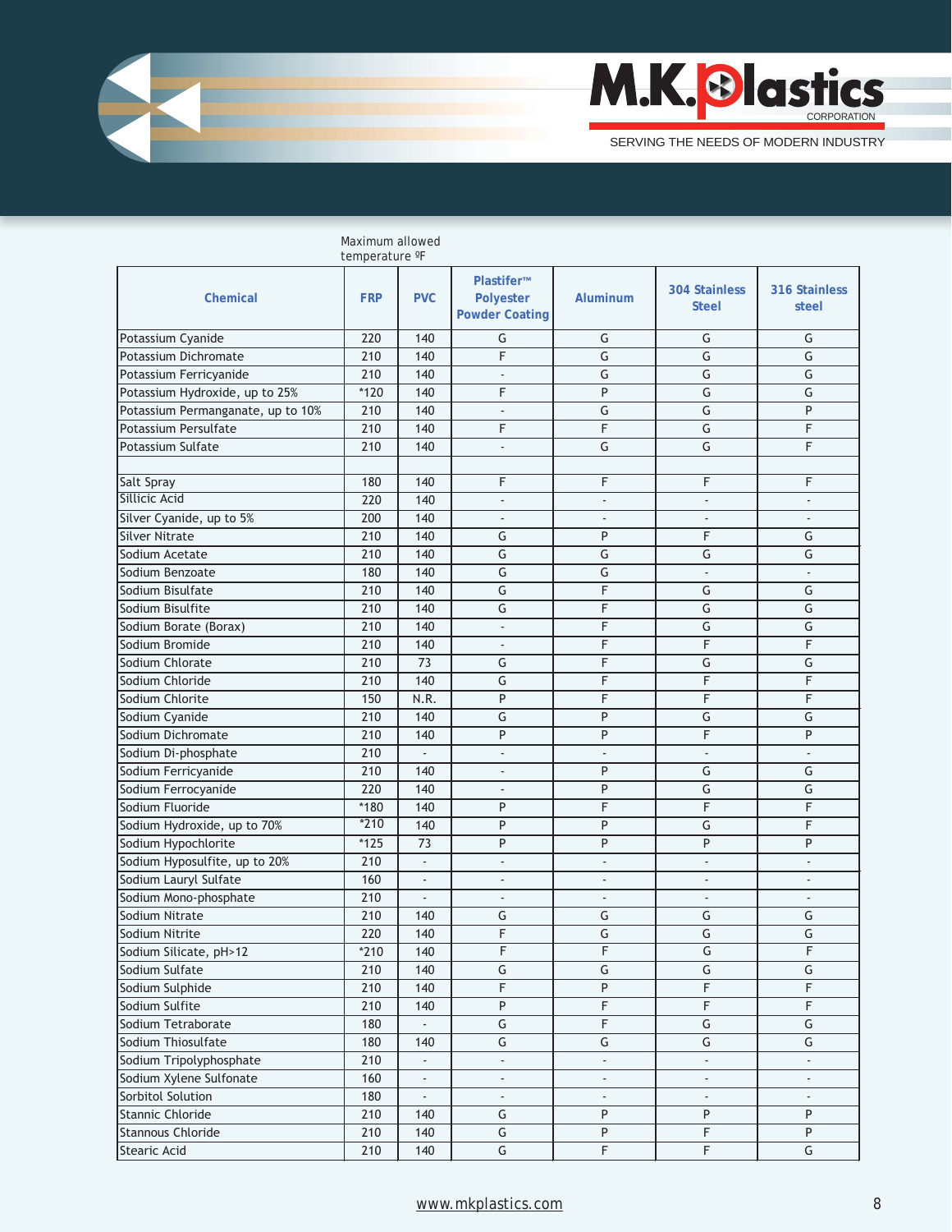Maximum allowed temperature ºF

| Chemical | FRP | PVC | Plastifer™ Polyester Powder Coating | Aluminum | 304 Stainless Steel | 316 Stainless steel |
|---|---|---|---|---|---|---|
| Potassium Cyanide | 220 | 140 | G | G | G | G |
| Potassium Dichromate | 210 | 140 | F | G | G | G |
| Potassium Ferricyanide | 210 | 140 | - | G | G | G |
| Potassium Hydroxide, up to 25% | *120 | 140 | F | P | G | G |
| Potassium Permanganate, up to 10% | 210 | 140 | - | G | G | P |
| Potassium Persulfate | 210 | 140 | F | F | G | F |
| Potassium Sulfate | 210 | 140 | - | G | G | F |
| | | | | | | |
| Salt Spray | 180 | 140 | F | F | F | F |
| Sillicic Acid | 220 | 140 | - | - | - | - |
| Silver Cyanide, up to 5% | 200 | 140 | - | - | - | - |
| Silver Nitrate | 210 | 140 | G | P | F | G |
| Sodium Acetate | 210 | 140 | G | G | G | G |
| Sodium Benzoate | 180 | 140 | G | G | - | - |
| Sodium Bisulfate | 210 | 140 | G | F | G | G |
| Sodium Bisulfite | 210 | 140 | G | F | G | G |
| Sodium Borate (Borax) | 210 | 140 | - | F | G | G |
| Sodium Bromide | 210 | 140 | - | F | F | F |
| Sodium Chlorate | 210 | 73 | G | F | G | G |
| Sodium Chloride | 210 | 140 | G | F | F | F |
| Sodium Chlorite | 150 | N.R. | P | F | F | F |
| Sodium Cyanide | 210 | 140 | G | P | G | G |
| Sodium Dichromate | 210 | 140 | P | P | F | P |
| Sodium Di-phosphate | 210 | - | - | - | - | - |
| Sodium Ferricyanide | 210 | 140 | - | P | G | G |
| Sodium Ferrocyanide | 220 | 140 | - | P | G | G |
| Sodium Fluoride | *180 | 140 | P | F | F | F |
| Sodium Hydroxide, up to 70% | *210 | 140 | P | P | G | F |
| Sodium Hypochlorite | *125 | 73 | P | P | P | P |
| Sodium Hyposulfite, up to 20% | 210 | - | - | - | - | - |
| Sodium Lauryl Sulfate | 160 | - | - | - | - | - |
| Sodium Mono-phosphate | 210 | - | - | - | - | - |
| Sodium Nitrate | 210 | 140 | G | G | G | G |
| Sodium Nitrite | 220 | 140 | F | G | G | G |
| Sodium Silicate, pH>12 | *210 | 140 | F | F | G | F |
| Sodium Sulfate | 210 | 140 | G | G | G | G |
| Sodium Sulphide | 210 | 140 | F | P | F | F |
| Sodium Sulfite | 210 | 140 | P | F | F | F |
| Sodium Tetraborate | 180 | - | G | F | G | G |
| Sodium Thiosulfate | 180 | 140 | G | G | G | G |
| Sodium Tripolyphosphate | 210 | - | - | - | - | - |
| Sodium Xylene Sulfonate | 160 | - | - | - | - | - |
| Sorbitol Solution | 180 | - | - | - | - | - |
| Stannic Chloride | 210 | 140 | G | P | P | P |
| Stannous Chloride | 210 | 140 | G | P | F | P |
| Stearic Acid | 210 | 140 | G | F | F | G |

www.mkplastics.com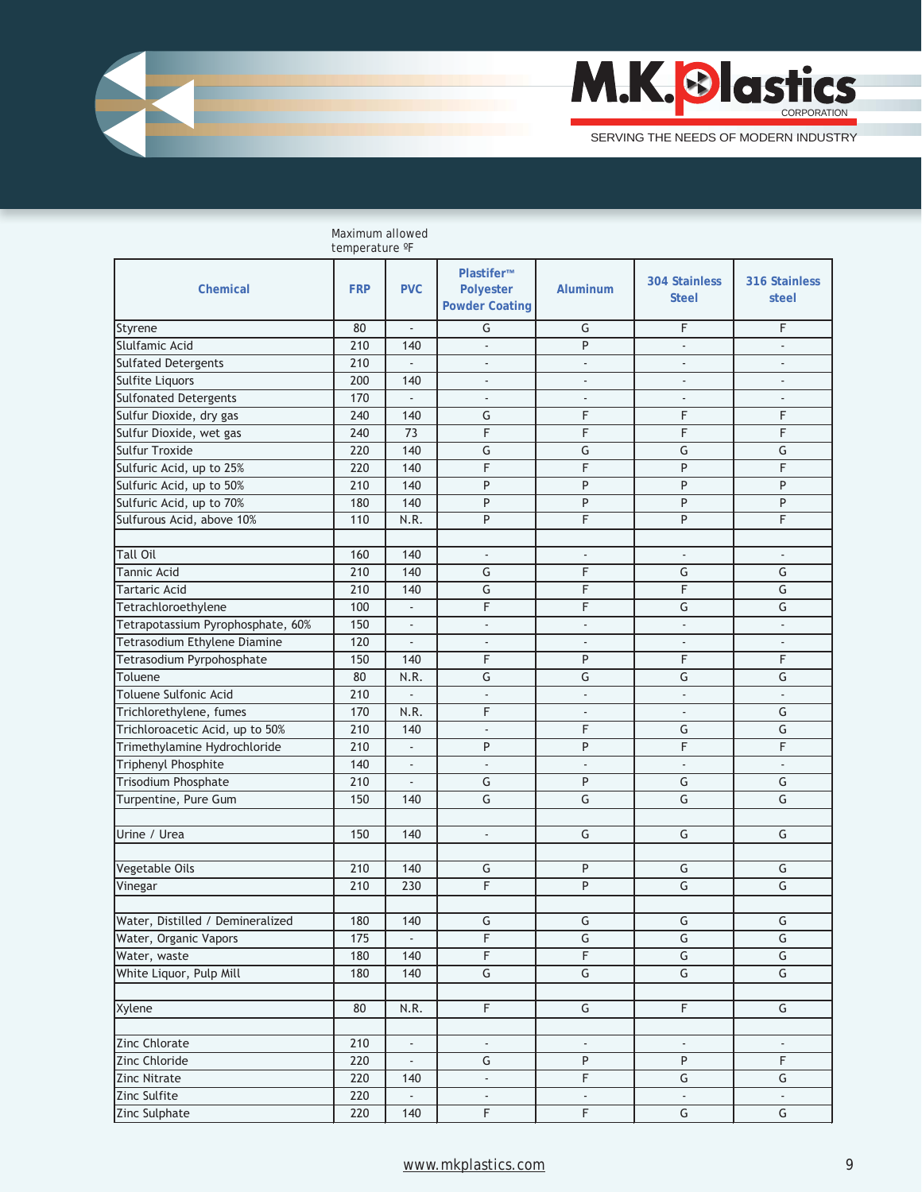M.K. Plastics CORPORATION

SERVING THE NEEDS OF MODERN INDUSTRY

Maximum allowed temperature ºF

| Chemical | FRP | PVC | Plastifer™ Polyester Powder Coating | Aluminum | 304 Stainless Steel | 316 Stainless steel |
|---|---|---|---|---|---|---|
| Styrene | 80 | - | G | G | F | F |
| Slulfamic Acid | 210 | 140 | - | P | - | - |
| Sulfated Detergents | 210 | - | - | - | - | - |
| Sulfite Liquors | 200 | 140 | - | - | - | - |
| Sulfonated Detergents | 170 | - | - | - | - | - |
| Sulfur Dioxide, dry gas | 240 | 140 | G | F | F | F |
| Sulfur Dioxide, wet gas | 240 | 73 | F | F | F | F |
| Sulfur Troxide | 220 | 140 | G | G | G | G |
| Sulfuric Acid, up to 25% | 220 | 140 | F | F | P | F |
| Sulfuric Acid, up to 50% | 210 | 140 | P | P | P | P |
| Sulfuric Acid, up to 70% | 180 | 140 | P | P | P | P |
| Sulfurous Acid, above 10% | 110 | N.R. | P | F | P | F |
| | | | | | | |
| Tall Oil | 160 | 140 | - | - | - | - |
| Tannic Acid | 210 | 140 | G | F | G | G |
| Tartaric Acid | 210 | 140 | G | F | F | G |
| Tetrachloroethylene | 100 | - | F | F | G | G |
| Tetrapotassium Pyrophosphate, 60% | 150 | - | - | - | - | - |
| Tetrasodium Ethylene Diamine | 120 | - | - | - | - | - |
| Tetrasodium Pyrpohosphate | 150 | 140 | F | P | F | F |
| Toluene | 80 | N.R. | G | G | G | G |
| Toluene Sulfonic Acid | 210 | - | - | - | - | - |
| Trichlorethylene, fumes | 170 | N.R. | F | - | - | G |
| Trichloroacetic Acid, up to 50% | 210 | 140 | - | F | G | G |
| Trimethylamine Hydrochloride | 210 | - | P | P | F | F |
| Triphenyl Phosphite | 140 | - | - | - | - | - |
| Trisodium Phosphate | 210 | - | G | P | G | G |
| Turpentine, Pure Gum | 150 | 140 | G | G | G | G |
| | | | | | | |
| Urine / Urea | 150 | 140 | - | G | G | G |
| | | | | | | |
| Vegetable Oils | 210 | 140 | G | P | G | G |
| Vinegar | 210 | 230 | F | P | G | G |
| | | | | | | |
| Water, Distilled / Demineralized | 180 | 140 | G | G | G | G |
| Water, Organic Vapors | 175 | - | F | G | G | G |
| Water, waste | 180 | 140 | F | F | G | G |
| White Liquor, Pulp Mill | 180 | 140 | G | G | G | G |
| | | | | | | |
| Xylene | 80 | N.R. | F | G | F | G |
| | | | | | | |
| Zinc Chlorate | 210 | - | - | - | - | - |
| Zinc Chloride | 220 | - | G | P | P | F |
| Zinc Nitrate | 220 | 140 | - | F | G | G |
| Zinc Sulfite | 220 | - | - | - | - | - |
| Zinc Sulphate | 220 | 140 | F | F | G | G |

www.mkplastics.com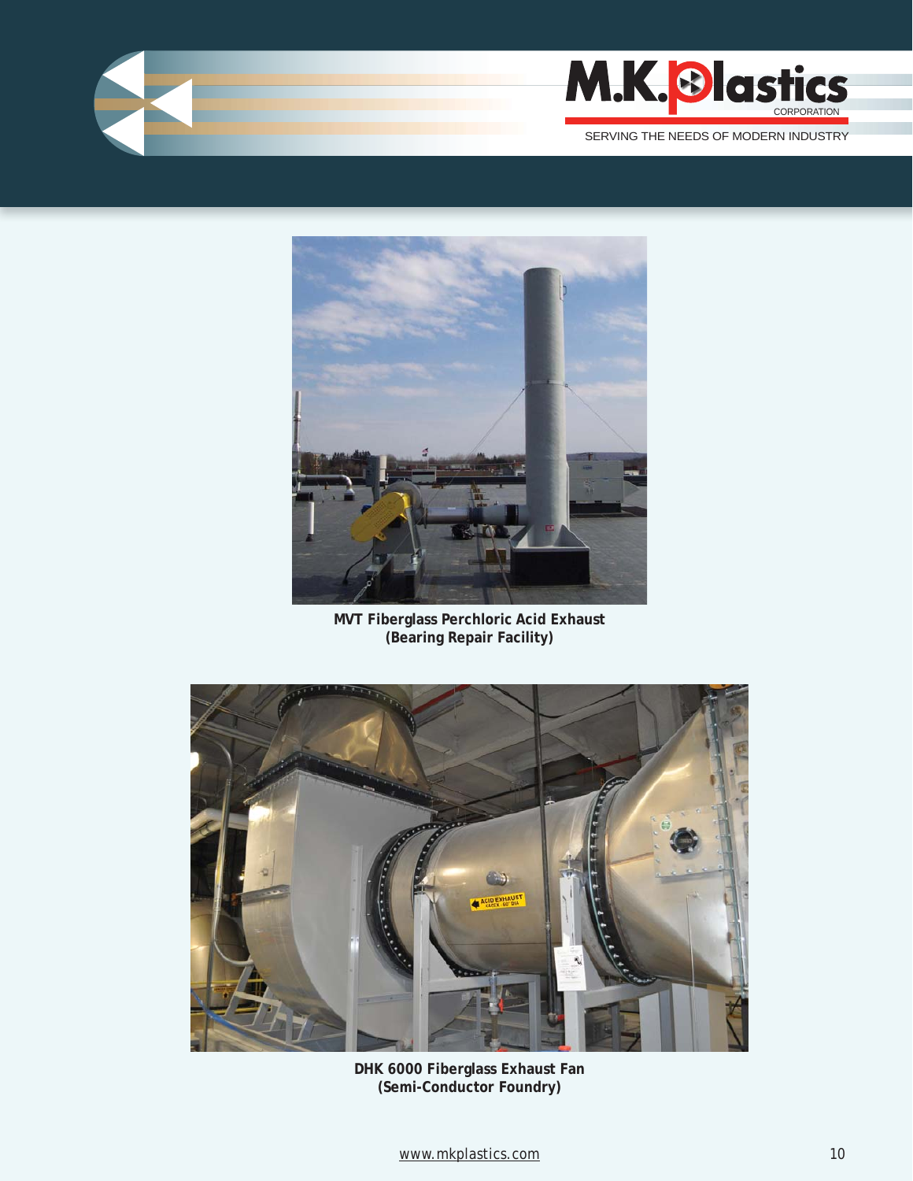**MVT Fiberglass Perchloric Acid Exhaust**
**(Bearing Repair Facility)**

**DHK 6000 Fiberglass Exhaust Fan**
**(Semi-Conductor Foundry)**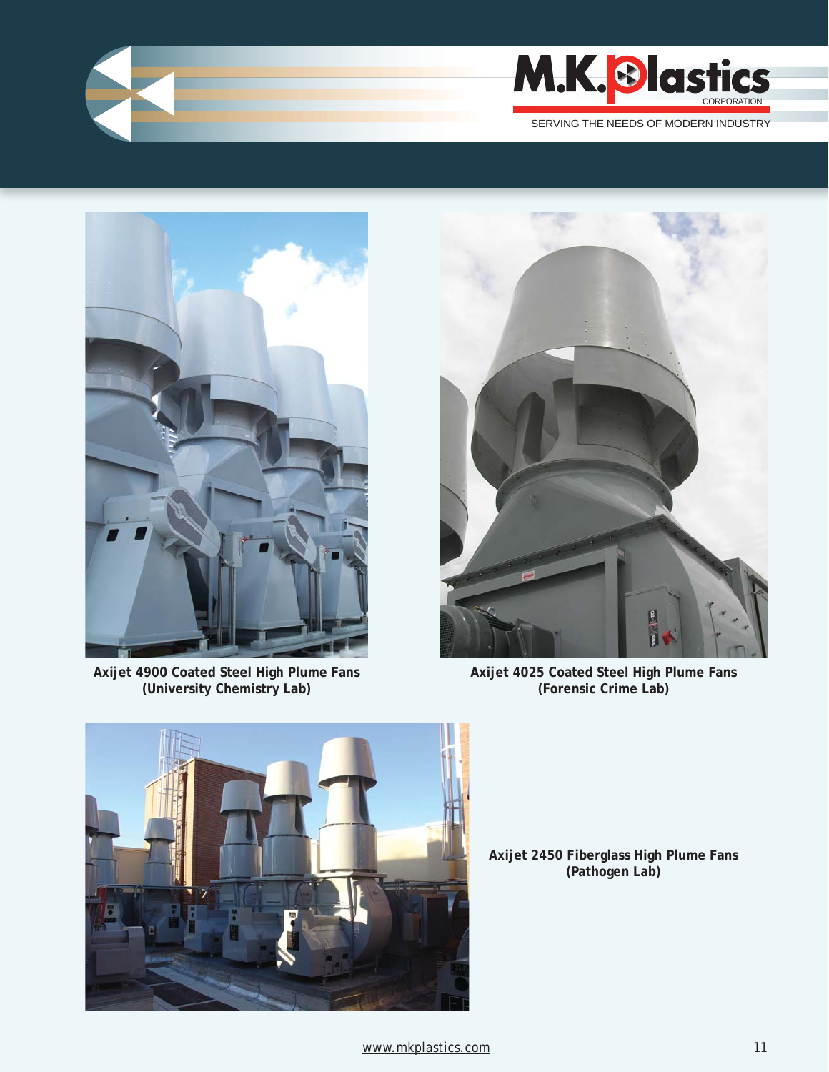**Axijet 4900 Coated Steel High Plume Fans**
**(University Chemistry Lab)**

**Axijet 4025 Coated Steel High Plume Fans**
**(Forensic Crime Lab)**

**Axijet 2450 Fiberglass High Plume Fans**
**(Pathogen Lab)**

www.mkplastics.com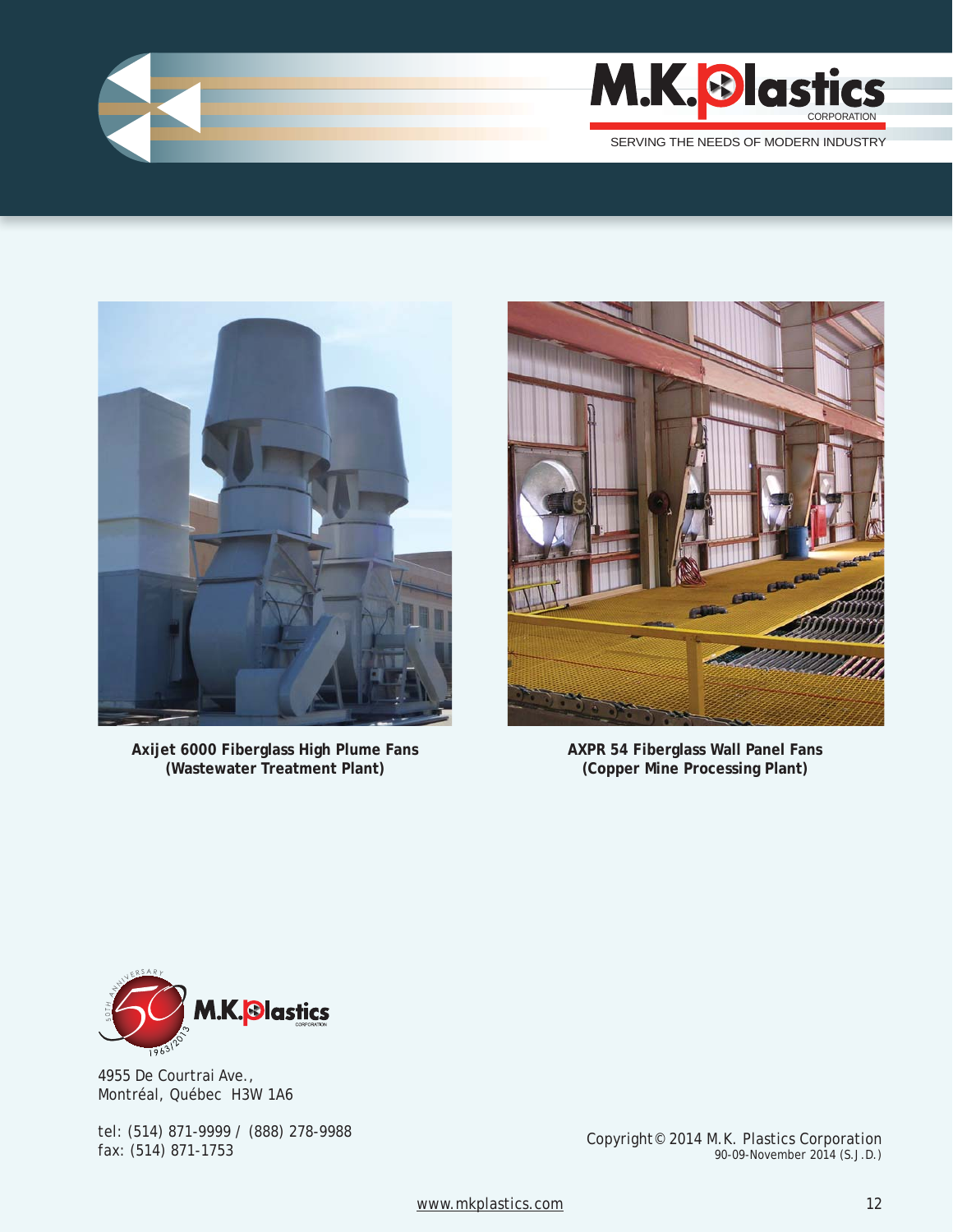M.K.Plastics CORPORATION

SERVING THE NEEDS OF MODERN INDUSTRY

**Axijet 6000 Fiberglass High Plume Fans**
**(Wastewater Treatment Plant)**

**AXPR 54 Fiberglass Wall Panel Fans**
**(Copper Mine Processing Plant)**

50TH ANNIVERSARY 1963/2013 M.K.Plastics CORPORATION

4955 De Courtrai Ave.,
Montréal, Québec H3W 1A6

tel: (514) 871-9999 / (888) 278-9988
fax: (514) 871-1753

Copyright © 2014 M.K. Plastics Corporation
90-09-November 2014 (S.J.D.)

www.mkplastics.com